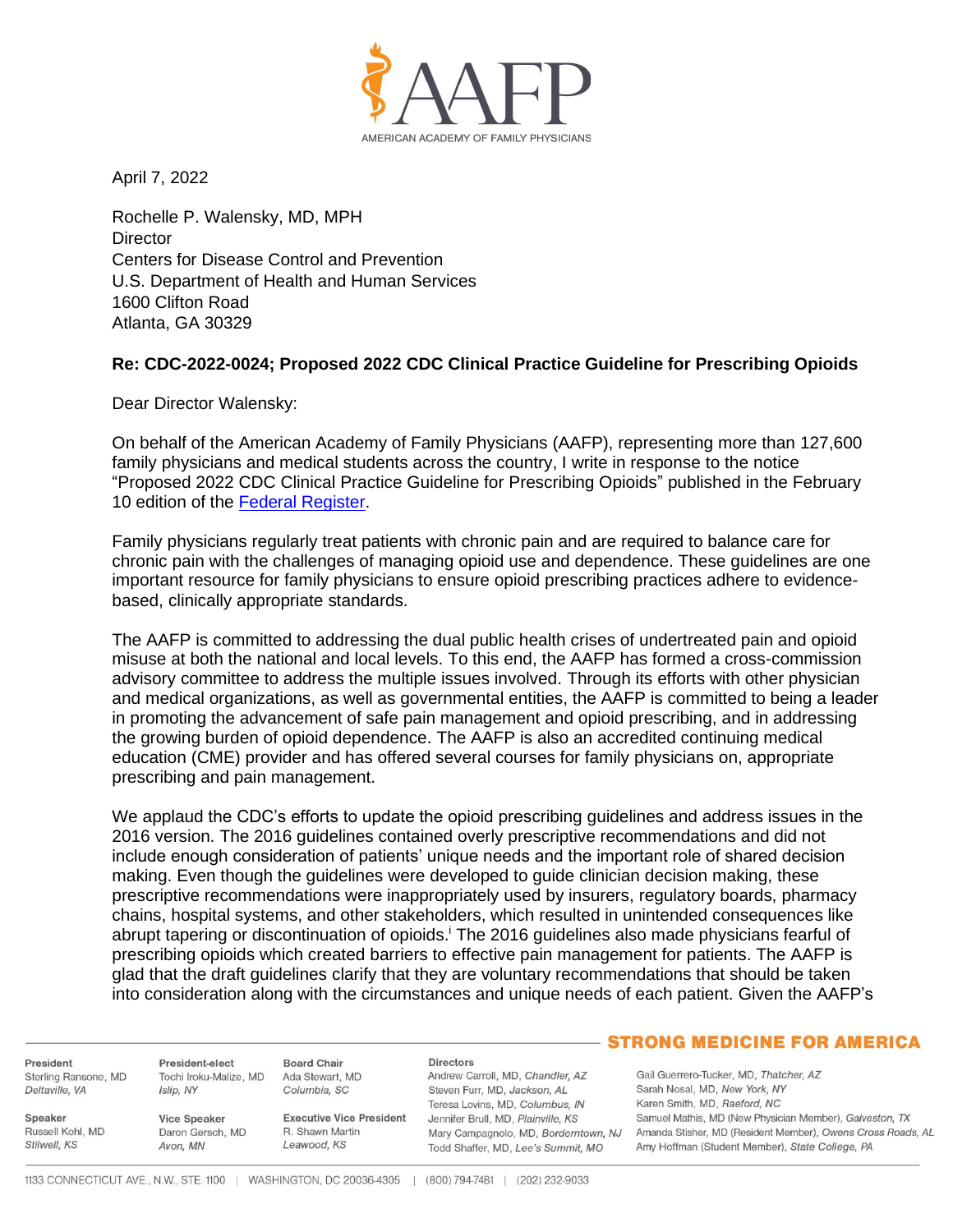April 7, 2022

Rochelle P. Walensky, MD, MPH
Director
Centers for Disease Control and Prevention
U.S. Department of Health and Human Services
1600 Clifton Road
Atlanta, GA 30329

**Re: CDC-2022-0024; Proposed 2022 CDC Clinical Practice Guideline for Prescribing Opioids**

Dear Director Walensky:

On behalf of the American Academy of Family Physicians (AAFP), representing more than 127,600 family physicians and medical students across the country, I write in response to the notice "Proposed 2022 CDC Clinical Practice Guideline for Prescribing Opioids" published in the February 10 edition of the Federal Register.

Family physicians regularly treat patients with chronic pain and are required to balance care for chronic pain with the challenges of managing opioid use and dependence. These guidelines are one important resource for family physicians to ensure opioid prescribing practices adhere to evidence-based, clinically appropriate standards.

The AAFP is committed to addressing the dual public health crises of undertreated pain and opioid misuse at both the national and local levels. To this end, the AAFP has formed a cross-commission advisory committee to address the multiple issues involved. Through its efforts with other physician and medical organizations, as well as governmental entities, the AAFP is committed to being a leader in promoting the advancement of safe pain management and opioid prescribing, and in addressing the growing burden of opioid dependence. The AAFP is also an accredited continuing medical education (CME) provider and has offered several courses for family physicians on, appropriate prescribing and pain management.

We applaud the CDC's efforts to update the opioid prescribing guidelines and address issues in the 2016 version. The 2016 guidelines contained overly prescriptive recommendations and did not include enough consideration of patients' unique needs and the important role of shared decision making. Even though the guidelines were developed to guide clinician decision making, these prescriptive recommendations were inappropriately used by insurers, regulatory boards, pharmacy chains, hospital systems, and other stakeholders, which resulted in unintended consequences like abrupt tapering or discontinuation of opioids.[i] The 2016 guidelines also made physicians fearful of prescribing opioids which created barriers to effective pain management for patients. The AAFP is glad that the draft guidelines clarify that they are voluntary recommendations that should be taken into consideration along with the circumstances and unique needs of each patient. Given the AAFP's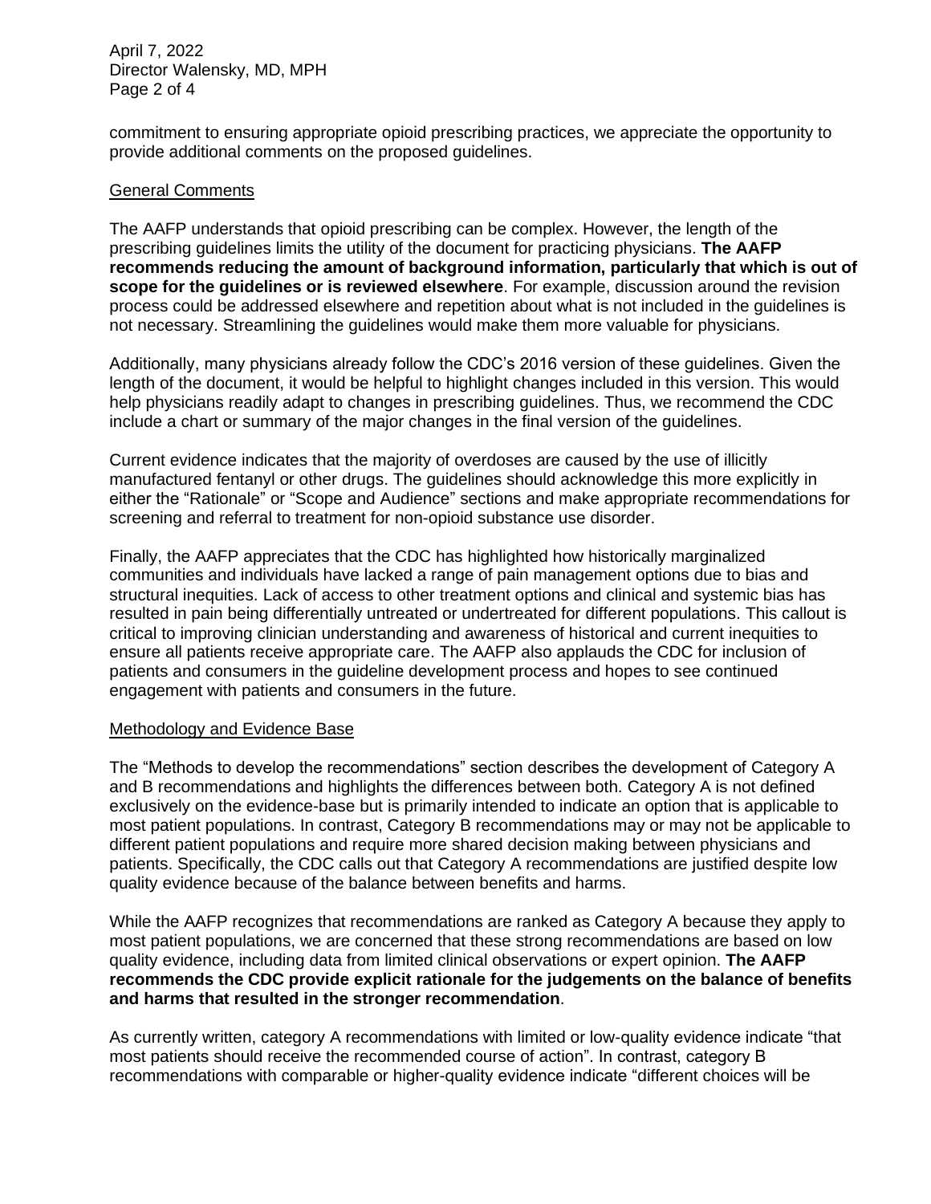commitment to ensuring appropriate opioid prescribing practices, we appreciate the opportunity to provide additional comments on the proposed guidelines.

## General Comments

The AAFP understands that opioid prescribing can be complex. However, the length of the prescribing guidelines limits the utility of the document for practicing physicians. **The AAFP recommends reducing the amount of background information, particularly that which is out of scope for the guidelines or is reviewed elsewhere**. For example, discussion around the revision process could be addressed elsewhere and repetition about what is not included in the guidelines is not necessary. Streamlining the guidelines would make them more valuable for physicians.

Additionally, many physicians already follow the CDC's 2016 version of these guidelines. Given the length of the document, it would be helpful to highlight changes included in this version. This would help physicians readily adapt to changes in prescribing guidelines. Thus, we recommend the CDC include a chart or summary of the major changes in the final version of the guidelines.

Current evidence indicates that the majority of overdoses are caused by the use of illicitly manufactured fentanyl or other drugs. The guidelines should acknowledge this more explicitly in either the "Rationale" or "Scope and Audience" sections and make appropriate recommendations for screening and referral to treatment for non-opioid substance use disorder.

Finally, the AAFP appreciates that the CDC has highlighted how historically marginalized communities and individuals have lacked a range of pain management options due to bias and structural inequities. Lack of access to other treatment options and clinical and systemic bias has resulted in pain being differentially untreated or undertreated for different populations. This callout is critical to improving clinician understanding and awareness of historical and current inequities to ensure all patients receive appropriate care. The AAFP also applauds the CDC for inclusion of patients and consumers in the guideline development process and hopes to see continued engagement with patients and consumers in the future.

## Methodology and Evidence Base

The "Methods to develop the recommendations" section describes the development of Category A and B recommendations and highlights the differences between both. Category A is not defined exclusively on the evidence-base but is primarily intended to indicate an option that is applicable to most patient populations. In contrast, Category B recommendations may or may not be applicable to different patient populations and require more shared decision making between physicians and patients. Specifically, the CDC calls out that Category A recommendations are justified despite low quality evidence because of the balance between benefits and harms.

While the AAFP recognizes that recommendations are ranked as Category A because they apply to most patient populations, we are concerned that these strong recommendations are based on low quality evidence, including data from limited clinical observations or expert opinion. **The AAFP recommends the CDC provide explicit rationale for the judgements on the balance of benefits and harms that resulted in the stronger recommendation**.

As currently written, category A recommendations with limited or low-quality evidence indicate "that most patients should receive the recommended course of action". In contrast, category B recommendations with comparable or higher-quality evidence indicate "different choices will be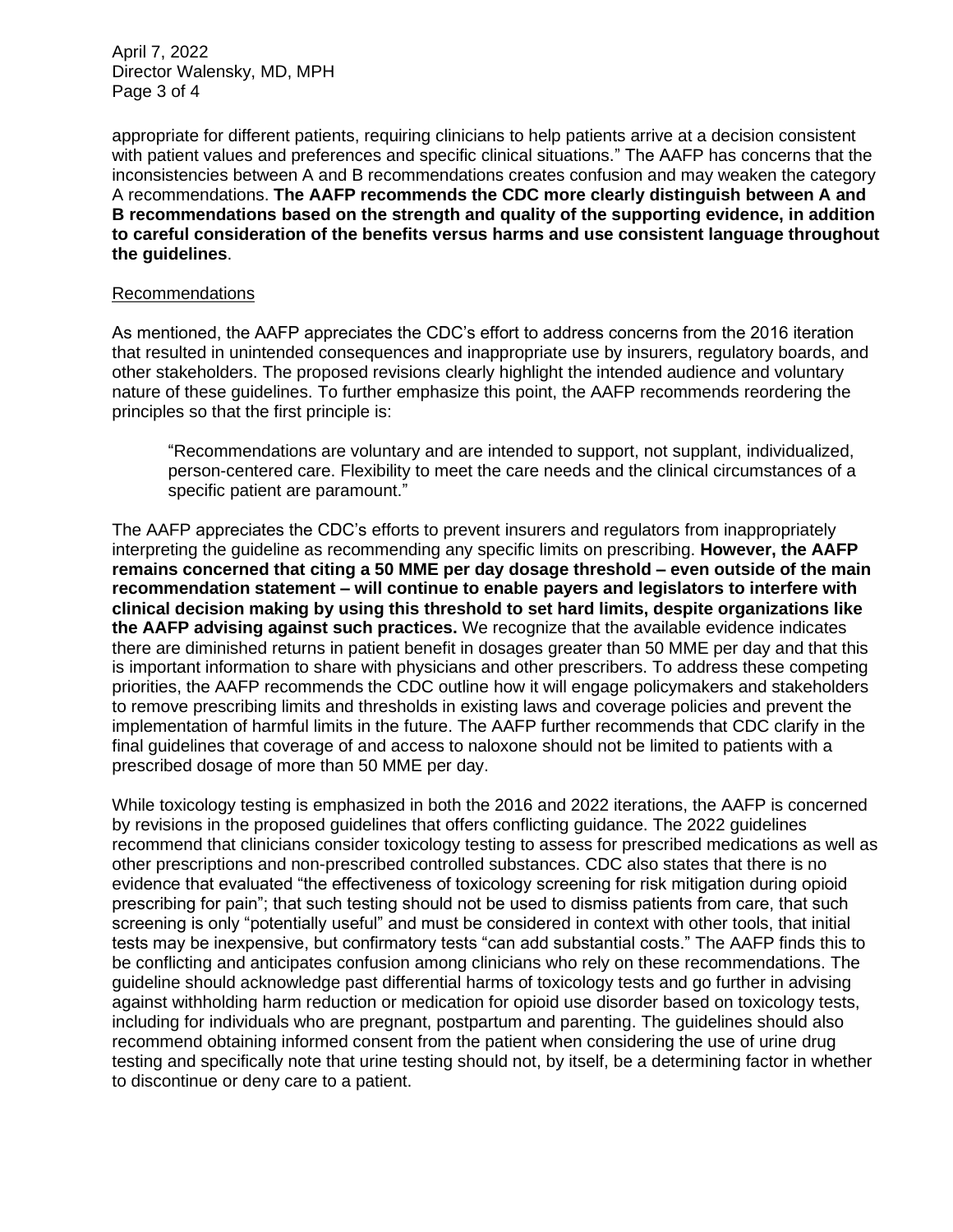appropriate for different patients, requiring clinicians to help patients arrive at a decision consistent with patient values and preferences and specific clinical situations." The AAFP has concerns that the inconsistencies between A and B recommendations creates confusion and may weaken the category A recommendations. **The AAFP recommends the CDC more clearly distinguish between A and B recommendations based on the strength and quality of the supporting evidence, in addition to careful consideration of the benefits versus harms and use consistent language throughout the guidelines**.

Recommendations

As mentioned, the AAFP appreciates the CDC's effort to address concerns from the 2016 iteration that resulted in unintended consequences and inappropriate use by insurers, regulatory boards, and other stakeholders. The proposed revisions clearly highlight the intended audience and voluntary nature of these guidelines. To further emphasize this point, the AAFP recommends reordering the principles so that the first principle is:

> "Recommendations are voluntary and are intended to support, not supplant, individualized, person-centered care. Flexibility to meet the care needs and the clinical circumstances of a specific patient are paramount."

The AAFP appreciates the CDC's efforts to prevent insurers and regulators from inappropriately interpreting the guideline as recommending any specific limits on prescribing. **However, the AAFP remains concerned that citing a 50 MME per day dosage threshold – even outside of the main recommendation statement – will continue to enable payers and legislators to interfere with clinical decision making by using this threshold to set hard limits, despite organizations like the AAFP advising against such practices.** We recognize that the available evidence indicates there are diminished returns in patient benefit in dosages greater than 50 MME per day and that this is important information to share with physicians and other prescribers. To address these competing priorities, the AAFP recommends the CDC outline how it will engage policymakers and stakeholders to remove prescribing limits and thresholds in existing laws and coverage policies and prevent the implementation of harmful limits in the future. The AAFP further recommends that CDC clarify in the final guidelines that coverage of and access to naloxone should not be limited to patients with a prescribed dosage of more than 50 MME per day.

While toxicology testing is emphasized in both the 2016 and 2022 iterations, the AAFP is concerned by revisions in the proposed guidelines that offers conflicting guidance. The 2022 guidelines recommend that clinicians consider toxicology testing to assess for prescribed medications as well as other prescriptions and non-prescribed controlled substances. CDC also states that there is no evidence that evaluated "the effectiveness of toxicology screening for risk mitigation during opioid prescribing for pain"; that such testing should not be used to dismiss patients from care, that such screening is only "potentially useful" and must be considered in context with other tools, that initial tests may be inexpensive, but confirmatory tests "can add substantial costs." The AAFP finds this to be conflicting and anticipates confusion among clinicians who rely on these recommendations. The guideline should acknowledge past differential harms of toxicology tests and go further in advising against withholding harm reduction or medication for opioid use disorder based on toxicology tests, including for individuals who are pregnant, postpartum and parenting. The guidelines should also recommend obtaining informed consent from the patient when considering the use of urine drug testing and specifically note that urine testing should not, by itself, be a determining factor in whether to discontinue or deny care to a patient.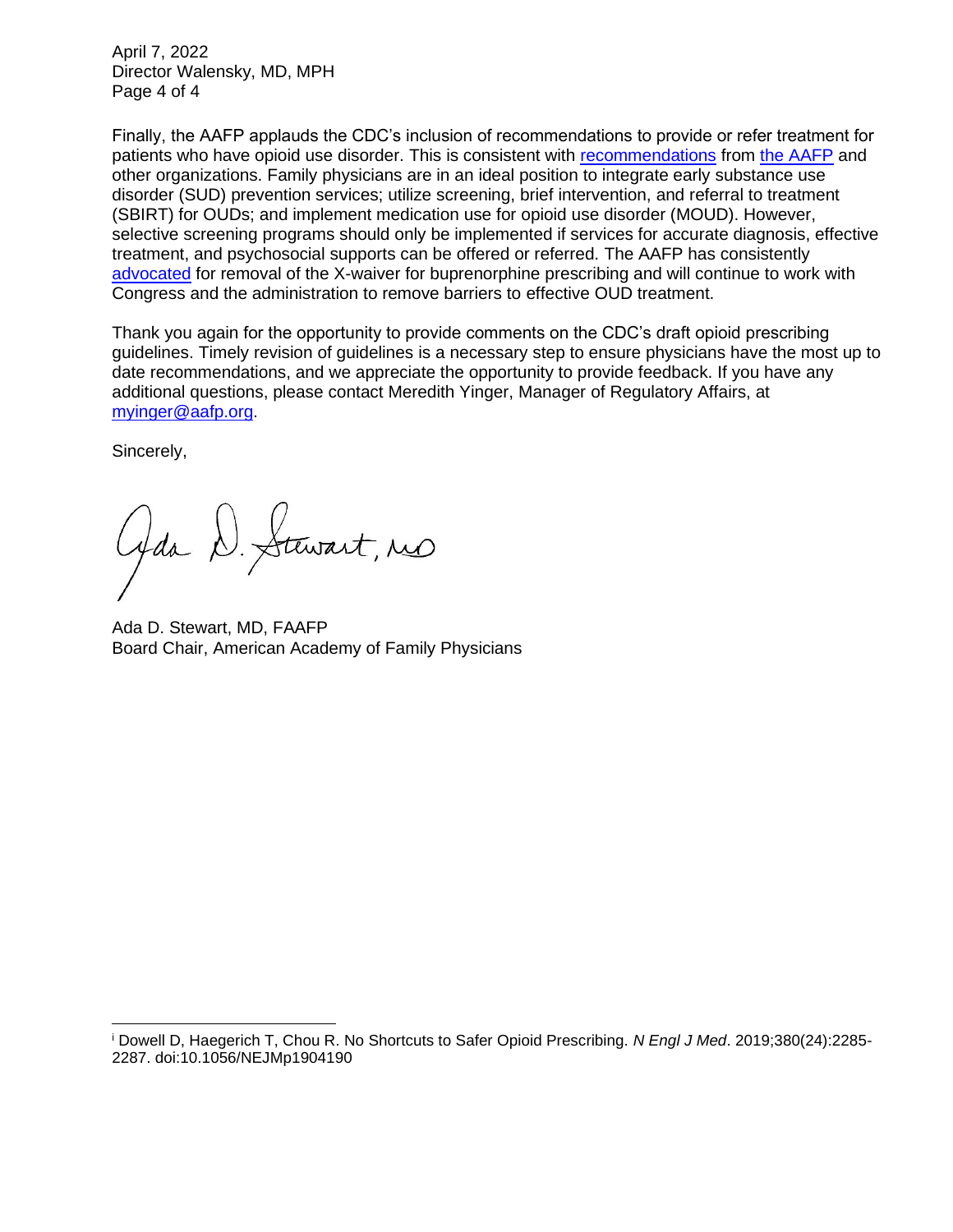Finally, the AAFP applauds the CDC's inclusion of recommendations to provide or refer treatment for patients who have opioid use disorder. This is consistent with recommendations from the AAFP and other organizations. Family physicians are in an ideal position to integrate early substance use disorder (SUD) prevention services; utilize screening, brief intervention, and referral to treatment (SBIRT) for OUDs; and implement medication use for opioid use disorder (MOUD). However, selective screening programs should only be implemented if services for accurate diagnosis, effective treatment, and psychosocial supports can be offered or referred. The AAFP has consistently advocated for removal of the X-waiver for buprenorphine prescribing and will continue to work with Congress and the administration to remove barriers to effective OUD treatment.

Thank you again for the opportunity to provide comments on the CDC's draft opioid prescribing guidelines. Timely revision of guidelines is a necessary step to ensure physicians have the most up to date recommendations, and we appreciate the opportunity to provide feedback. If you have any additional questions, please contact Meredith Yinger, Manager of Regulatory Affairs, at myinger@aafp.org.

Sincerely,

Ada D. Stewart, MD

Ada D. Stewart, MD, FAAFP
Board Chair, American Academy of Family Physicians

---

[i] Dowell D, Haegerich T, Chou R. No Shortcuts to Safer Opioid Prescribing. *N Engl J Med*. 2019;380(24):2285-2287. doi:10.1056/NEJMp1904190